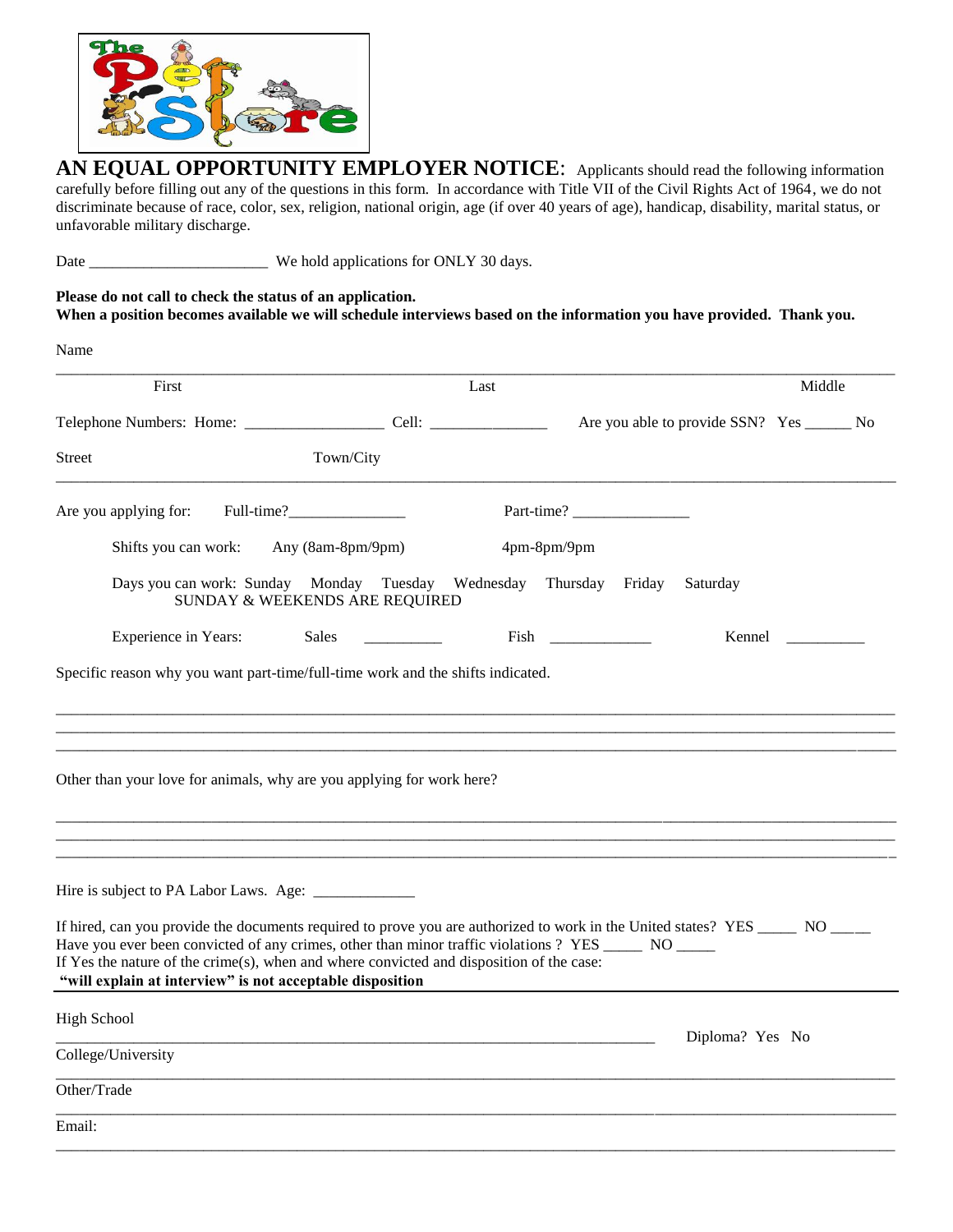**AN EQUAL OPPORTUNITY EMPLOYER NOTICE**: Applicants should read the following information carefully before filling out any of the questions in this form. In accordance with Title VII of the Civil Rights Act of 1964, we do not discriminate because of race, color, sex, religion, national origin, age (if over 40 years of age), handicap, disability, marital status, or unfavorable military discharge.

Date ______________________ We hold applications for ONLY 30 days.

**Please do not call to check the status of an application.**
**When a position becomes available we will schedule interviews based on the information you have provided. Thank you.**

Name

___________________________________________________________________________________________

First Last Middle

Telephone Numbers: Home: _________________ Cell: _______________ Are you able to provide SSN? Yes ______ No

Street Town/City

___________________________________________________________________________________________

Are you applying for: Full-time?_______________ Part-time? _______________

Shifts you can work: Any (8am-8pm/9pm) 4pm-8pm/9pm

Days you can work: Sunday Monday Tuesday Wednesday Thursday Friday Saturday
SUNDAY & WEEKENDS ARE REQUIRED

Experience in Years: Sales __________ Fish _____________ Kennel __________

Specific reason why you want part-time/full-time work and the shifts indicated.

___________________________________________________________________________________________
___________________________________________________________________________________________
___________________________________________________________________________________________

Other than your love for animals, why are you applying for work here?

___________________________________________________________________________________________
___________________________________________________________________________________________
___________________________________________________________________________________________

Hire is subject to PA Labor Laws. Age: _____________

If hired, can you provide the documents required to prove you are authorized to work in the United states? YES _____ NO _____
Have you ever been convicted of any crimes, other than minor traffic violations ? YES _____ NO _____
If Yes the nature of the crime(s), when and where convicted and disposition of the case:
**"will explain at interview" is not acceptable disposition**

High School
_________________________________________________________________________ Diploma? Yes No

College/University
___________________________________________________________________________________________

Other/Trade
___________________________________________________________________________________________

Email:
___________________________________________________________________________________________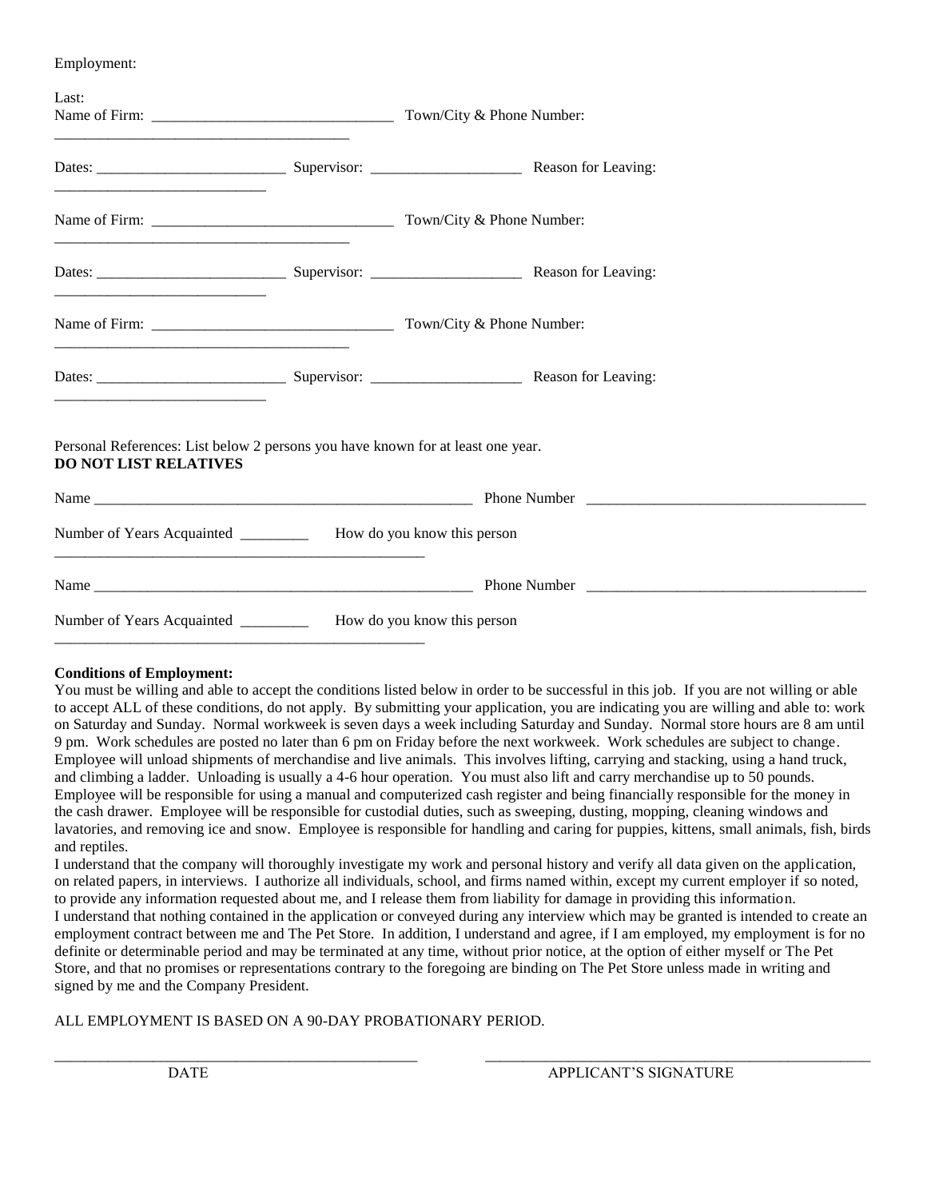Employment:

Last:
Name of Firm: ______________________________ Town/City & Phone Number: ______________________________________

Dates: ________________________ Supervisor: ___________________ Reason for Leaving: ___________________________

Name of Firm: ______________________________ Town/City & Phone Number: ______________________________________

Dates: ________________________ Supervisor: ___________________ Reason for Leaving: ___________________________

Name of Firm: ______________________________ Town/City & Phone Number: ______________________________________

Dates: ________________________ Supervisor: ___________________ Reason for Leaving: ___________________________

Personal References: List below 2 persons you have known for at least one year.
**DO NOT LIST RELATIVES**

Name ___________________________________________________ Phone Number ____________________________________

Number of Years Acquainted _________ How do you know this person ___________________________________________________

Name ___________________________________________________ Phone Number ____________________________________

Number of Years Acquainted _________ How do you know this person ___________________________________________________

**Conditions of Employment:**
You must be willing and able to accept the conditions listed below in order to be successful in this job. If you are not willing or able to accept ALL of these conditions, do not apply. By submitting your application, you are indicating you are willing and able to: work on Saturday and Sunday. Normal workweek is seven days a week including Saturday and Sunday. Normal store hours are 8 am until 9 pm. Work schedules are posted no later than 6 pm on Friday before the next workweek. Work schedules are subject to change. Employee will unload shipments of merchandise and live animals. This involves lifting, carrying and stacking, using a hand truck, and climbing a ladder. Unloading is usually a 4-6 hour operation. You must also lift and carry merchandise up to 50 pounds. Employee will be responsible for using a manual and computerized cash register and being financially responsible for the money in the cash drawer. Employee will be responsible for custodial duties, such as sweeping, dusting, mopping, cleaning windows and lavatories, and removing ice and snow. Employee is responsible for handling and caring for puppies, kittens, small animals, fish, birds and reptiles.
I understand that the company will thoroughly investigate my work and personal history and verify all data given on the application, on related papers, in interviews. I authorize all individuals, school, and firms named within, except my current employer if so noted, to provide any information requested about me, and I release them from liability for damage in providing this information.
I understand that nothing contained in the application or conveyed during any interview which may be granted is intended to create an employment contract between me and The Pet Store. In addition, I understand and agree, if I am employed, my employment is for no definite or determinable period and may be terminated at any time, without prior notice, at the option of either myself or The Pet Store, and that no promises or representations contrary to the foregoing are binding on The Pet Store unless made in writing and signed by me and the Company President.

ALL EMPLOYMENT IS BASED ON A 90-DAY PROBATIONARY PERIOD.

_______________________________________________ _______________________________________________
DATE APPLICANT'S SIGNATURE